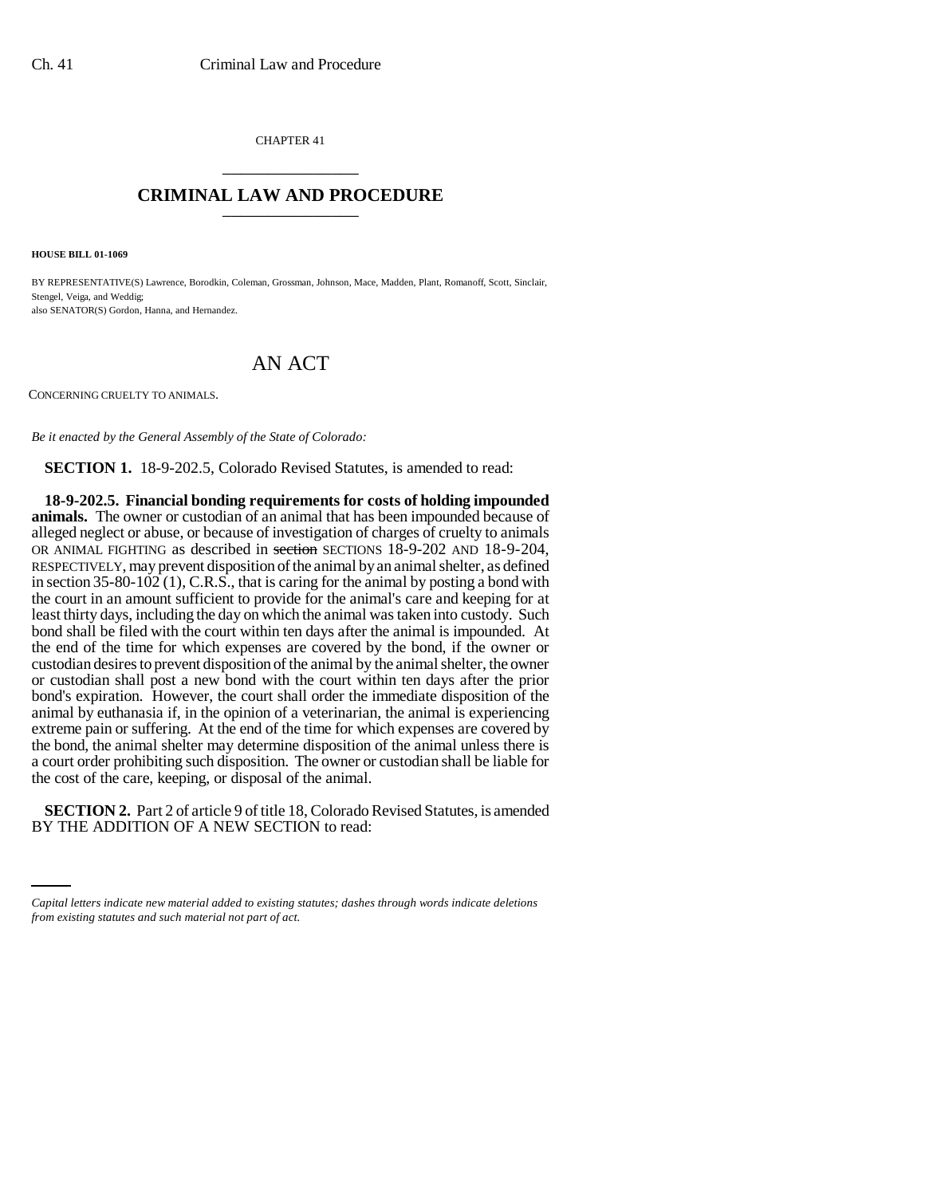CHAPTER 41

## CRIMINAL LAW AND PROCEDURE

**HOUSE BILL 01-1069**

BY REPRESENTATIVE(S) Lawrence, Borodkin, Coleman, Grossman, Johnson, Mace, Madden, Plant, Romanoff, Scott, Sinclair, Stengel, Veiga, and Weddig;
also SENATOR(S) Gordon, Hanna, and Hernandez.

# AN ACT

CONCERNING CRUELTY TO ANIMALS.

*Be it enacted by the General Assembly of the State of Colorado:*

**SECTION 1.** 18-9-202.5, Colorado Revised Statutes, is amended to read:

**18-9-202.5. Financial bonding requirements for costs of holding impounded animals.** The owner or custodian of an animal that has been impounded because of alleged neglect or abuse, or because of investigation of charges of cruelty to animals OR ANIMAL FIGHTING as described in ~~section~~ SECTIONS 18-9-202 AND 18-9-204, RESPECTIVELY, may prevent disposition of the animal by an animal shelter, as defined in section 35-80-102 (1), C.R.S., that is caring for the animal by posting a bond with the court in an amount sufficient to provide for the animal's care and keeping for at least thirty days, including the day on which the animal was taken into custody. Such bond shall be filed with the court within ten days after the animal is impounded. At the end of the time for which expenses are covered by the bond, if the owner or custodian desires to prevent disposition of the animal by the animal shelter, the owner or custodian shall post a new bond with the court within ten days after the prior bond's expiration. However, the court shall order the immediate disposition of the animal by euthanasia if, in the opinion of a veterinarian, the animal is experiencing extreme pain or suffering. At the end of the time for which expenses are covered by the bond, the animal shelter may determine disposition of the animal unless there is a court order prohibiting such disposition. The owner or custodian shall be liable for the cost of the care, keeping, or disposal of the animal.

**SECTION 2.** Part 2 of article 9 of title 18, Colorado Revised Statutes, is amended BY THE ADDITION OF A NEW SECTION to read:

*Capital letters indicate new material added to existing statutes; dashes through words indicate deletions from existing statutes and such material not part of act.*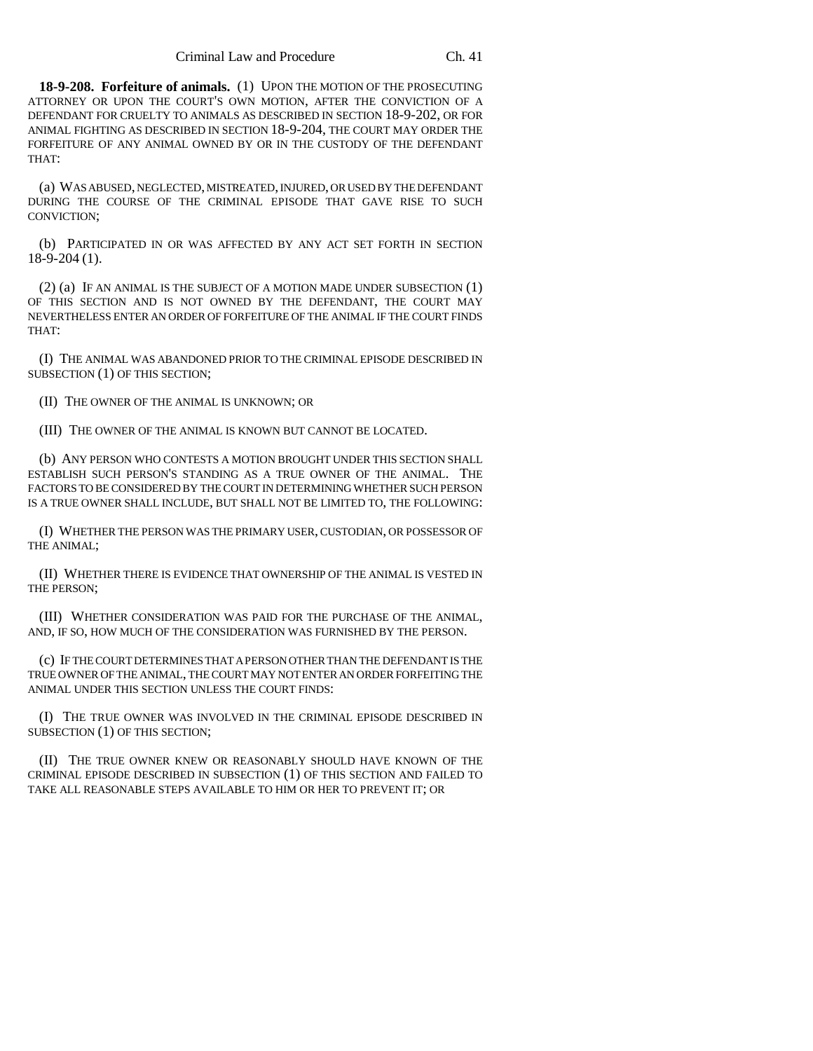**18-9-208. Forfeiture of animals.** (1) UPON THE MOTION OF THE PROSECUTING ATTORNEY OR UPON THE COURT'S OWN MOTION, AFTER THE CONVICTION OF A DEFENDANT FOR CRUELTY TO ANIMALS AS DESCRIBED IN SECTION 18-9-202, OR FOR ANIMAL FIGHTING AS DESCRIBED IN SECTION 18-9-204, THE COURT MAY ORDER THE FORFEITURE OF ANY ANIMAL OWNED BY OR IN THE CUSTODY OF THE DEFENDANT THAT:

(a) WAS ABUSED, NEGLECTED, MISTREATED, INJURED, OR USED BY THE DEFENDANT DURING THE COURSE OF THE CRIMINAL EPISODE THAT GAVE RISE TO SUCH CONVICTION;

(b) PARTICIPATED IN OR WAS AFFECTED BY ANY ACT SET FORTH IN SECTION 18-9-204 (1).

(2) (a) IF AN ANIMAL IS THE SUBJECT OF A MOTION MADE UNDER SUBSECTION (1) OF THIS SECTION AND IS NOT OWNED BY THE DEFENDANT, THE COURT MAY NEVERTHELESS ENTER AN ORDER OF FORFEITURE OF THE ANIMAL IF THE COURT FINDS THAT:

(I) THE ANIMAL WAS ABANDONED PRIOR TO THE CRIMINAL EPISODE DESCRIBED IN SUBSECTION (1) OF THIS SECTION;

(II) THE OWNER OF THE ANIMAL IS UNKNOWN; OR

(III) THE OWNER OF THE ANIMAL IS KNOWN BUT CANNOT BE LOCATED.

(b) ANY PERSON WHO CONTESTS A MOTION BROUGHT UNDER THIS SECTION SHALL ESTABLISH SUCH PERSON'S STANDING AS A TRUE OWNER OF THE ANIMAL. THE FACTORS TO BE CONSIDERED BY THE COURT IN DETERMINING WHETHER SUCH PERSON IS A TRUE OWNER SHALL INCLUDE, BUT SHALL NOT BE LIMITED TO, THE FOLLOWING:

(I) WHETHER THE PERSON WAS THE PRIMARY USER, CUSTODIAN, OR POSSESSOR OF THE ANIMAL;

(II) WHETHER THERE IS EVIDENCE THAT OWNERSHIP OF THE ANIMAL IS VESTED IN THE PERSON;

(III) WHETHER CONSIDERATION WAS PAID FOR THE PURCHASE OF THE ANIMAL, AND, IF SO, HOW MUCH OF THE CONSIDERATION WAS FURNISHED BY THE PERSON.

(c) IF THE COURT DETERMINES THAT A PERSON OTHER THAN THE DEFENDANT IS THE TRUE OWNER OF THE ANIMAL, THE COURT MAY NOT ENTER AN ORDER FORFEITING THE ANIMAL UNDER THIS SECTION UNLESS THE COURT FINDS:

(I) THE TRUE OWNER WAS INVOLVED IN THE CRIMINAL EPISODE DESCRIBED IN SUBSECTION (1) OF THIS SECTION;

(II) THE TRUE OWNER KNEW OR REASONABLY SHOULD HAVE KNOWN OF THE CRIMINAL EPISODE DESCRIBED IN SUBSECTION (1) OF THIS SECTION AND FAILED TO TAKE ALL REASONABLE STEPS AVAILABLE TO HIM OR HER TO PREVENT IT; OR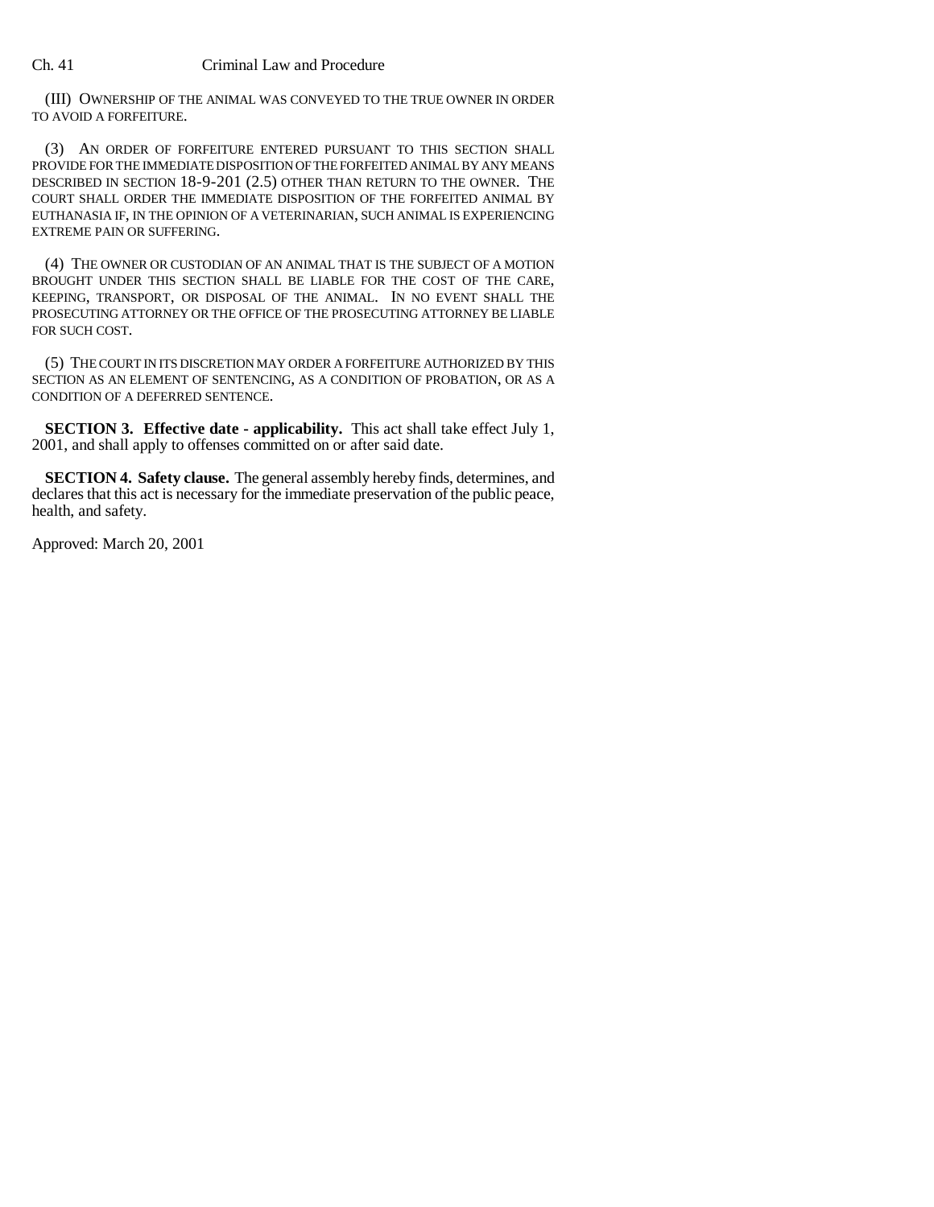(III) OWNERSHIP OF THE ANIMAL WAS CONVEYED TO THE TRUE OWNER IN ORDER TO AVOID A FORFEITURE.

(3) AN ORDER OF FORFEITURE ENTERED PURSUANT TO THIS SECTION SHALL PROVIDE FOR THE IMMEDIATE DISPOSITION OF THE FORFEITED ANIMAL BY ANY MEANS DESCRIBED IN SECTION 18-9-201 (2.5) OTHER THAN RETURN TO THE OWNER. THE COURT SHALL ORDER THE IMMEDIATE DISPOSITION OF THE FORFEITED ANIMAL BY EUTHANASIA IF, IN THE OPINION OF A VETERINARIAN, SUCH ANIMAL IS EXPERIENCING EXTREME PAIN OR SUFFERING.

(4) THE OWNER OR CUSTODIAN OF AN ANIMAL THAT IS THE SUBJECT OF A MOTION BROUGHT UNDER THIS SECTION SHALL BE LIABLE FOR THE COST OF THE CARE, KEEPING, TRANSPORT, OR DISPOSAL OF THE ANIMAL. IN NO EVENT SHALL THE PROSECUTING ATTORNEY OR THE OFFICE OF THE PROSECUTING ATTORNEY BE LIABLE FOR SUCH COST.

(5) THE COURT IN ITS DISCRETION MAY ORDER A FORFEITURE AUTHORIZED BY THIS SECTION AS AN ELEMENT OF SENTENCING, AS A CONDITION OF PROBATION, OR AS A CONDITION OF A DEFERRED SENTENCE.

**SECTION 3. Effective date - applicability.** This act shall take effect July 1, 2001, and shall apply to offenses committed on or after said date.

**SECTION 4. Safety clause.** The general assembly hereby finds, determines, and declares that this act is necessary for the immediate preservation of the public peace, health, and safety.

Approved: March 20, 2001